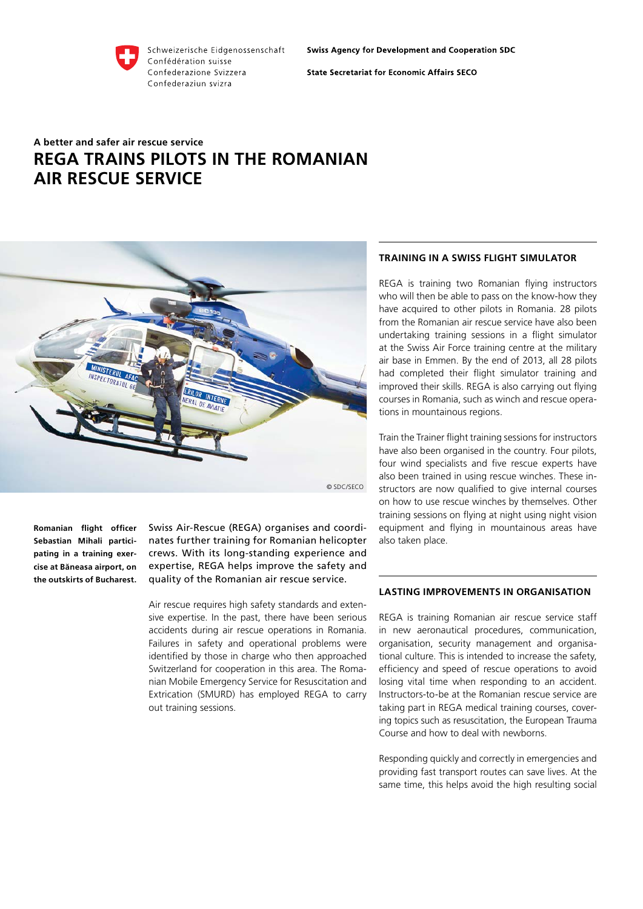Schweizerische Eidgenossenschaft
Confédération suisse
Confederazione Svizzera
Confederaziun svizra

**Swiss Agency for Development and Cooperation SDC**

**State Secretariat for Economic Affairs SECO**

**A better and safer air rescue service**

# REGA TRAINS PILOTS IN THE ROMANIAN AIR RESCUE SERVICE

© SDC/SECO

**Romanian flight officer Sebastian Mihali participating in a training exercise at Băneasa airport, on the outskirts of Bucharest.**

Swiss Air-Rescue (REGA) organises and coordinates further training for Romanian helicopter crews. With its long-standing experience and expertise, REGA helps improve the safety and quality of the Romanian air rescue service.

Air rescue requires high safety standards and extensive expertise. In the past, there have been serious accidents during air rescue operations in Romania. Failures in safety and operational problems were identified by those in charge who then approached Switzerland for cooperation in this area. The Romanian Mobile Emergency Service for Resuscitation and Extrication (SMURD) has employed REGA to carry out training sessions.

## TRAINING IN A SWISS FLIGHT SIMULATOR

REGA is training two Romanian flying instructors who will then be able to pass on the know-how they have acquired to other pilots in Romania. 28 pilots from the Romanian air rescue service have also been undertaking training sessions in a flight simulator at the Swiss Air Force training centre at the military air base in Emmen. By the end of 2013, all 28 pilots had completed their flight simulator training and improved their skills. REGA is also carrying out flying courses in Romania, such as winch and rescue operations in mountainous regions.

Train the Trainer flight training sessions for instructors have also been organised in the country. Four pilots, four wind specialists and five rescue experts have also been trained in using rescue winches. These instructors are now qualified to give internal courses on how to use rescue winches by themselves. Other training sessions on flying at night using night vision equipment and flying in mountainous areas have also taken place.

## LASTING IMPROVEMENTS IN ORGANISATION

REGA is training Romanian air rescue service staff in new aeronautical procedures, communication, organisation, security management and organisational culture. This is intended to increase the safety, efficiency and speed of rescue operations to avoid losing vital time when responding to an accident. Instructors-to-be at the Romanian rescue service are taking part in REGA medical training courses, covering topics such as resuscitation, the European Trauma Course and how to deal with newborns.

Responding quickly and correctly in emergencies and providing fast transport routes can save lives. At the same time, this helps avoid the high resulting social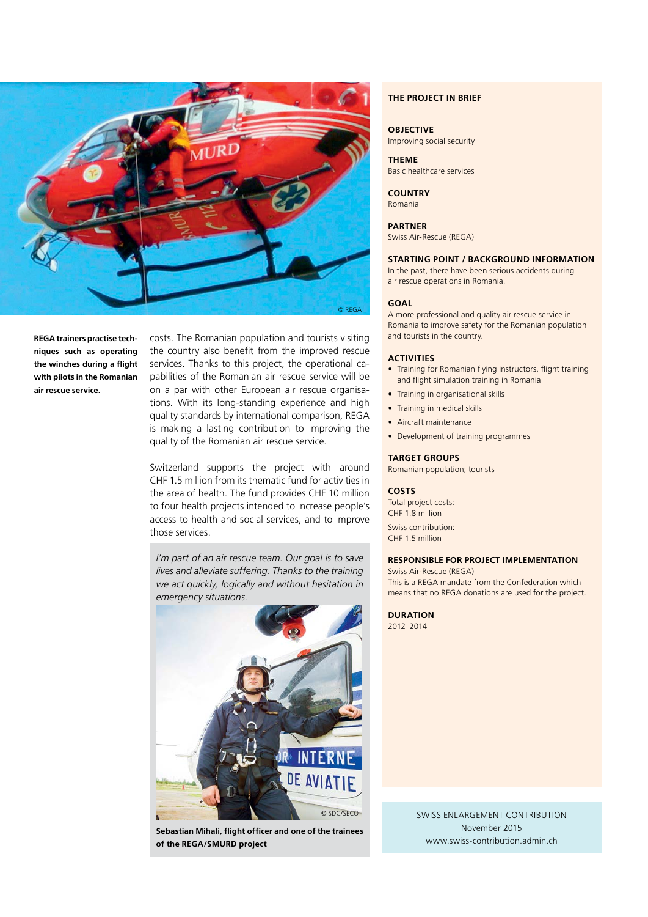**REGA trainers practise techniques such as operating the winches during a flight with pilots in the Romanian air rescue service.**

costs. The Romanian population and tourists visiting the country also benefit from the improved rescue services. Thanks to this project, the operational capabilities of the Romanian air rescue service will be on a par with other European air rescue organisations. With its long-standing experience and high quality standards by international comparison, REGA is making a lasting contribution to improving the quality of the Romanian air rescue service.

Switzerland supports the project with around CHF 1.5 million from its thematic fund for activities in the area of health. The fund provides CHF 10 million to four health projects intended to increase people's access to health and social services, and to improve those services.

*I'm part of an air rescue team. Our goal is to save lives and alleviate suffering. Thanks to the training we act quickly, logically and without hesitation in emergency situations.*

**Sebastian Mihali, flight officer and one of the trainees of the REGA/SMURD project**

## THE PROJECT IN BRIEF

**OBJECTIVE**
Improving social security

**THEME**
Basic healthcare services

**COUNTRY**
Romania

**PARTNER**
Swiss Air-Rescue (REGA)

**STARTING POINT / BACKGROUND INFORMATION**
In the past, there have been serious accidents during air rescue operations in Romania.

**GOAL**
A more professional and quality air rescue service in Romania to improve safety for the Romanian population and tourists in the country.

**ACTIVITIES**
- Training for Romanian flying instructors, flight training and flight simulation training in Romania
- Training in organisational skills
- Training in medical skills
- Aircraft maintenance
- Development of training programmes

**TARGET GROUPS**
Romanian population; tourists

**COSTS**
Total project costs:
CHF 1.8 million

Swiss contribution:
CHF 1.5 million

**RESPONSIBLE FOR PROJECT IMPLEMENTATION**
Swiss Air-Rescue (REGA)
This is a REGA mandate from the Confederation which means that no REGA donations are used for the project.

**DURATION**
2012–2014

SWISS ENLARGEMENT CONTRIBUTION
November 2015
www.swiss-contribution.admin.ch